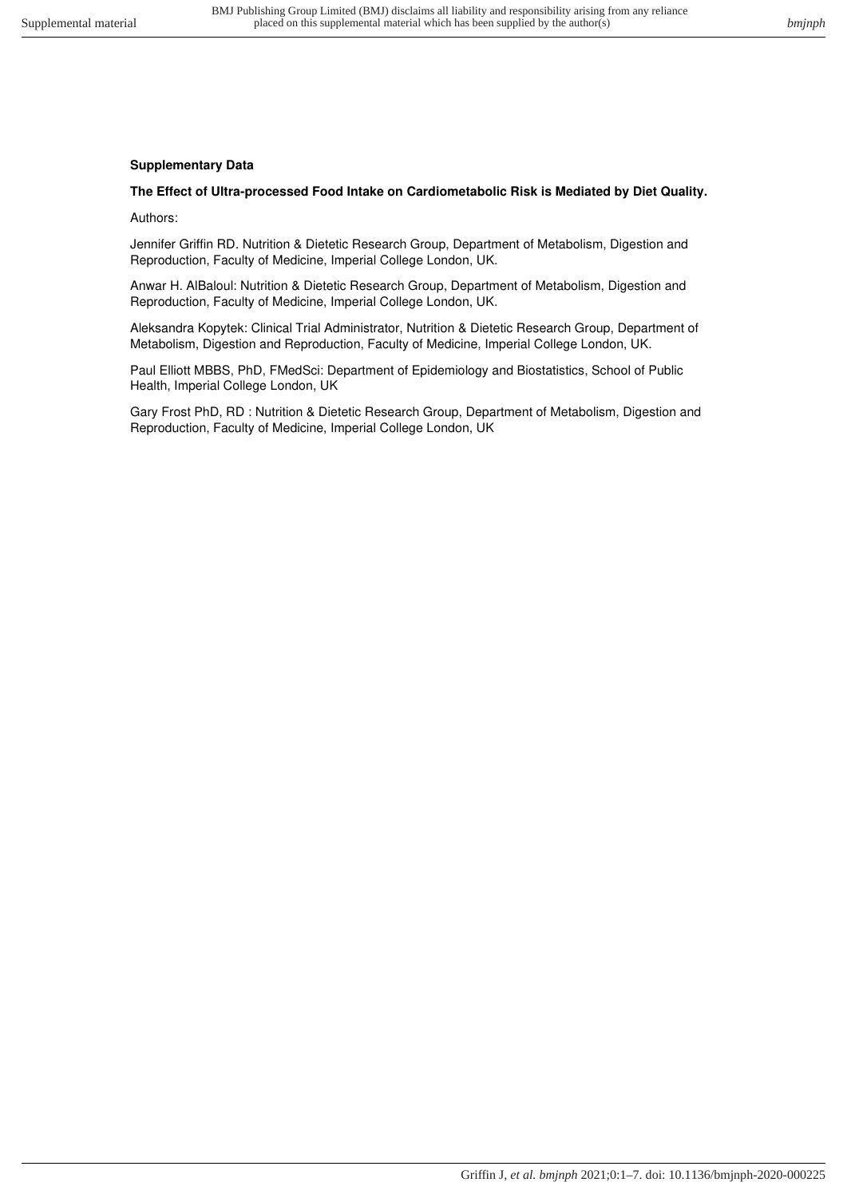**Supplementary Data**

**The Effect of Ultra-processed Food Intake on Cardiometabolic Risk is Mediated by Diet Quality.**

Authors:

Jennifer Griffin RD. Nutrition & Dietetic Research Group, Department of Metabolism, Digestion and Reproduction, Faculty of Medicine, Imperial College London, UK.

Anwar H. AlBaloul: Nutrition & Dietetic Research Group, Department of Metabolism, Digestion and Reproduction, Faculty of Medicine, Imperial College London, UK.

Aleksandra Kopytek: Clinical Trial Administrator, Nutrition & Dietetic Research Group, Department of Metabolism, Digestion and Reproduction, Faculty of Medicine, Imperial College London, UK.

Paul Elliott MBBS, PhD, FMedSci: Department of Epidemiology and Biostatistics, School of Public Health, Imperial College London, UK

Gary Frost PhD, RD : Nutrition & Dietetic Research Group, Department of Metabolism, Digestion and Reproduction, Faculty of Medicine, Imperial College London, UK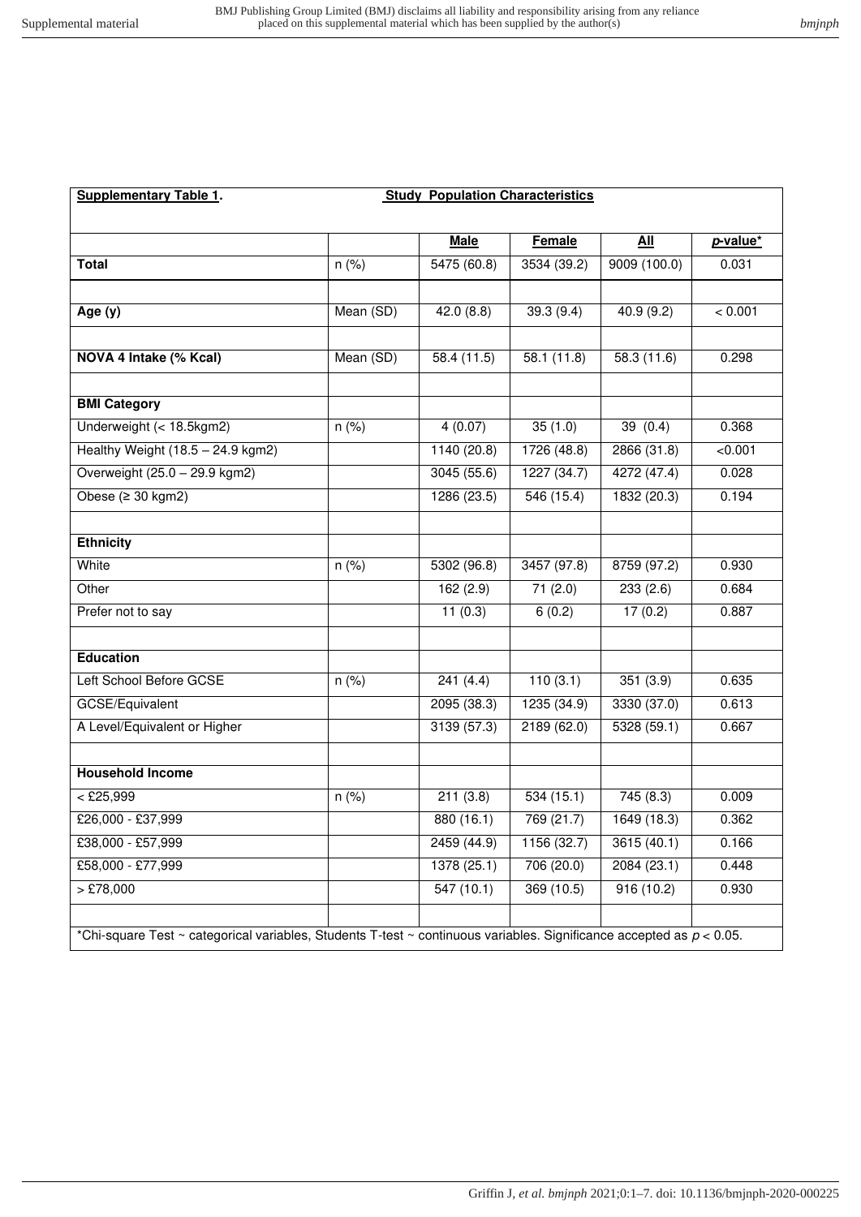| **Supplementary Table 1.** | **Study Population Characteristics** | | | | |
|---|---|---|---|---|---|
| | | **Male** | **Female** | **All** | ***p*-value*** |
| **Total** | n (%) | 5475 (60.8) | 3534 (39.2) | 9009 (100.0) | 0.031 |
| | | | | | |
| **Age (y)** | Mean (SD) | 42.0 (8.8) | 39.3 (9.4) | 40.9 (9.2) | < 0.001 |
| | | | | | |
| **NOVA 4 Intake (% Kcal)** | Mean (SD) | 58.4 (11.5) | 58.1 (11.8) | 58.3 (11.6) | 0.298 |
| | | | | | |
| **BMI Category** | | | | | |
| Underweight (< 18.5kgm2) | n (%) | 4 (0.07) | 35 (1.0) | 39 (0.4) | 0.368 |
| Healthy Weight (18.5 – 24.9 kgm2) | | 1140 (20.8) | 1726 (48.8) | 2866 (31.8) | <0.001 |
| Overweight (25.0 – 29.9 kgm2) | | 3045 (55.6) | 1227 (34.7) | 4272 (47.4) | 0.028 |
| Obese (≥ 30 kgm2) | | 1286 (23.5) | 546 (15.4) | 1832 (20.3) | 0.194 |
| | | | | | |
| **Ethnicity** | | | | | |
| White | n (%) | 5302 (96.8) | 3457 (97.8) | 8759 (97.2) | 0.930 |
| Other | | 162 (2.9) | 71 (2.0) | 233 (2.6) | 0.684 |
| Prefer not to say | | 11 (0.3) | 6 (0.2) | 17 (0.2) | 0.887 |
| | | | | | |
| **Education** | | | | | |
| Left School Before GCSE | n (%) | 241 (4.4) | 110 (3.1) | 351 (3.9) | 0.635 |
| GCSE/Equivalent | | 2095 (38.3) | 1235 (34.9) | 3330 (37.0) | 0.613 |
| A Level/Equivalent or Higher | | 3139 (57.3) | 2189 (62.0) | 5328 (59.1) | 0.667 |
| | | | | | |
| **Household Income** | | | | | |
| < £25,999 | n (%) | 211 (3.8) | 534 (15.1) | 745 (8.3) | 0.009 |
| £26,000 - £37,999 | | 880 (16.1) | 769 (21.7) | 1649 (18.3) | 0.362 |
| £38,000 - £57,999 | | 2459 (44.9) | 1156 (32.7) | 3615 (40.1) | 0.166 |
| £58,000 - £77,999 | | 1378 (25.1) | 706 (20.0) | 2084 (23.1) | 0.448 |
| > £78,000 | | 547 (10.1) | 369 (10.5) | 916 (10.2) | 0.930 |

*Chi-square Test ~ categorical variables, Students T-test ~ continuous variables. Significance accepted as $p < 0.05$.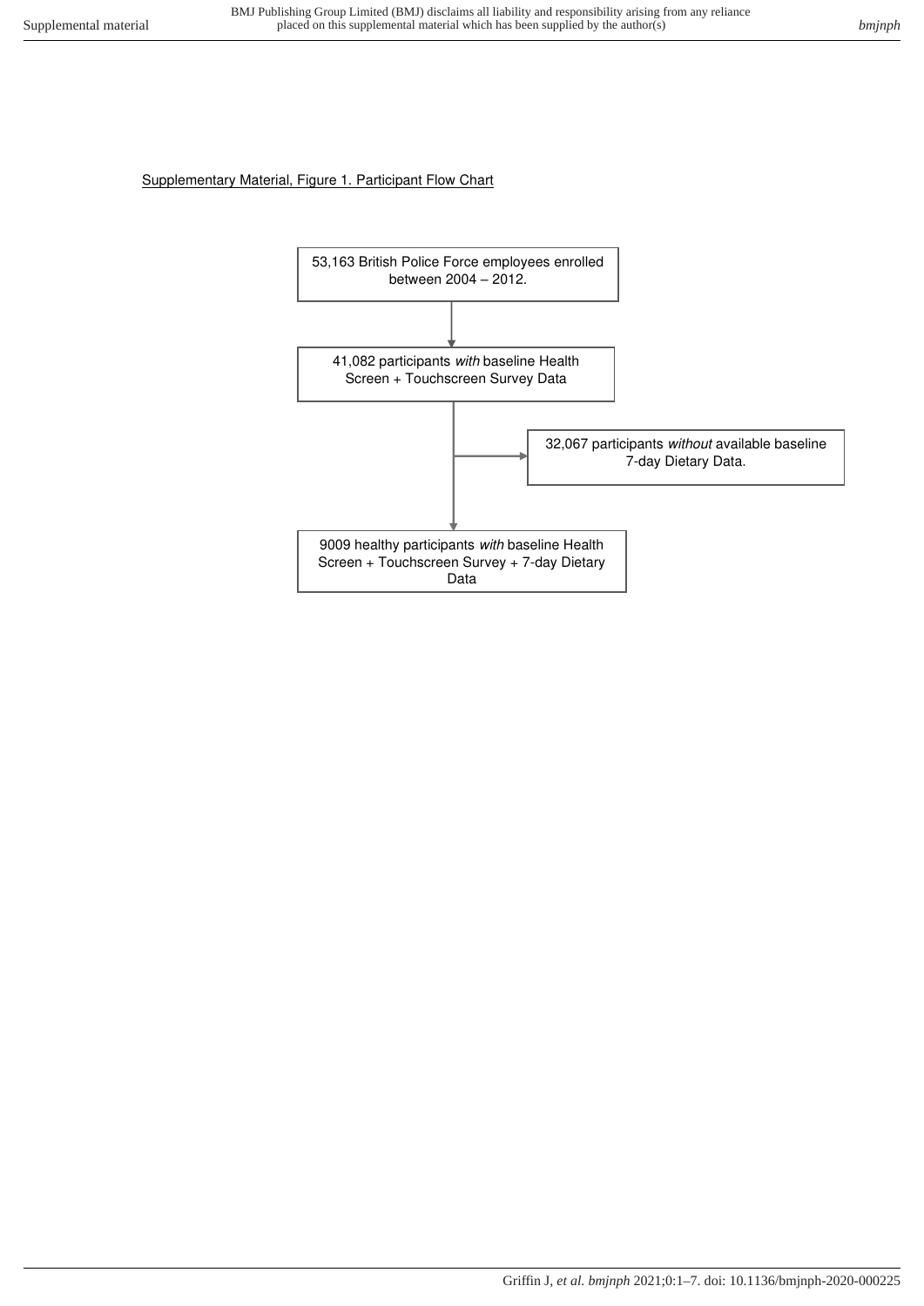Supplementary Material, Figure 1. Participant Flow Chart

53,163 British Police Force employees enrolled between 2004 – 2012.

41,082 participants *with* baseline Health Screen + Touchscreen Survey Data

32,067 participants *without* available baseline 7-day Dietary Data.

9009 healthy participants *with* baseline Health Screen + Touchscreen Survey + 7-day Dietary Data